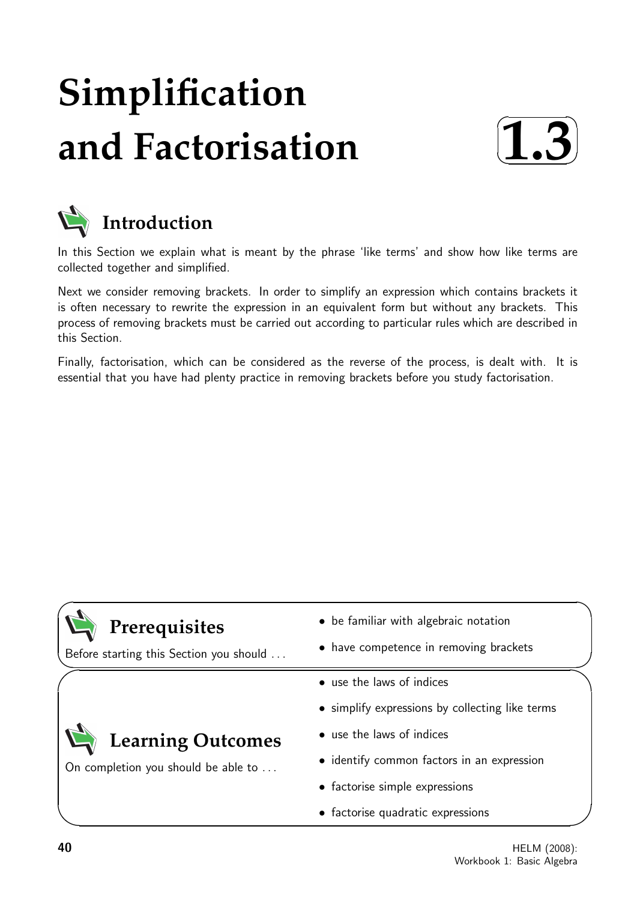# Simplification and Factorisation

**1.3**

## Introduction

In this Section we explain what is meant by the phrase 'like terms' and show how like terms are collected together and simplified.

Next we consider removing brackets. In order to simplify an expression which contains brackets it is often necessary to rewrite the expression in an equivalent form but without any brackets. This process of removing brackets must be carried out according to particular rules which are described in this Section.

Finally, factorisation, which can be considered as the reverse of the process, is dealt with. It is essential that you have had plenty practice in removing brackets before you study factorisation.

## Prerequisites

Before starting this Section you should ...

- be familiar with algebraic notation
- have competence in removing brackets

## Learning Outcomes

On completion you should be able to ...

- use the laws of indices
- simplify expressions by collecting like terms
- use the laws of indices
- identify common factors in an expression
- factorise simple expressions
- factorise quadratic expressions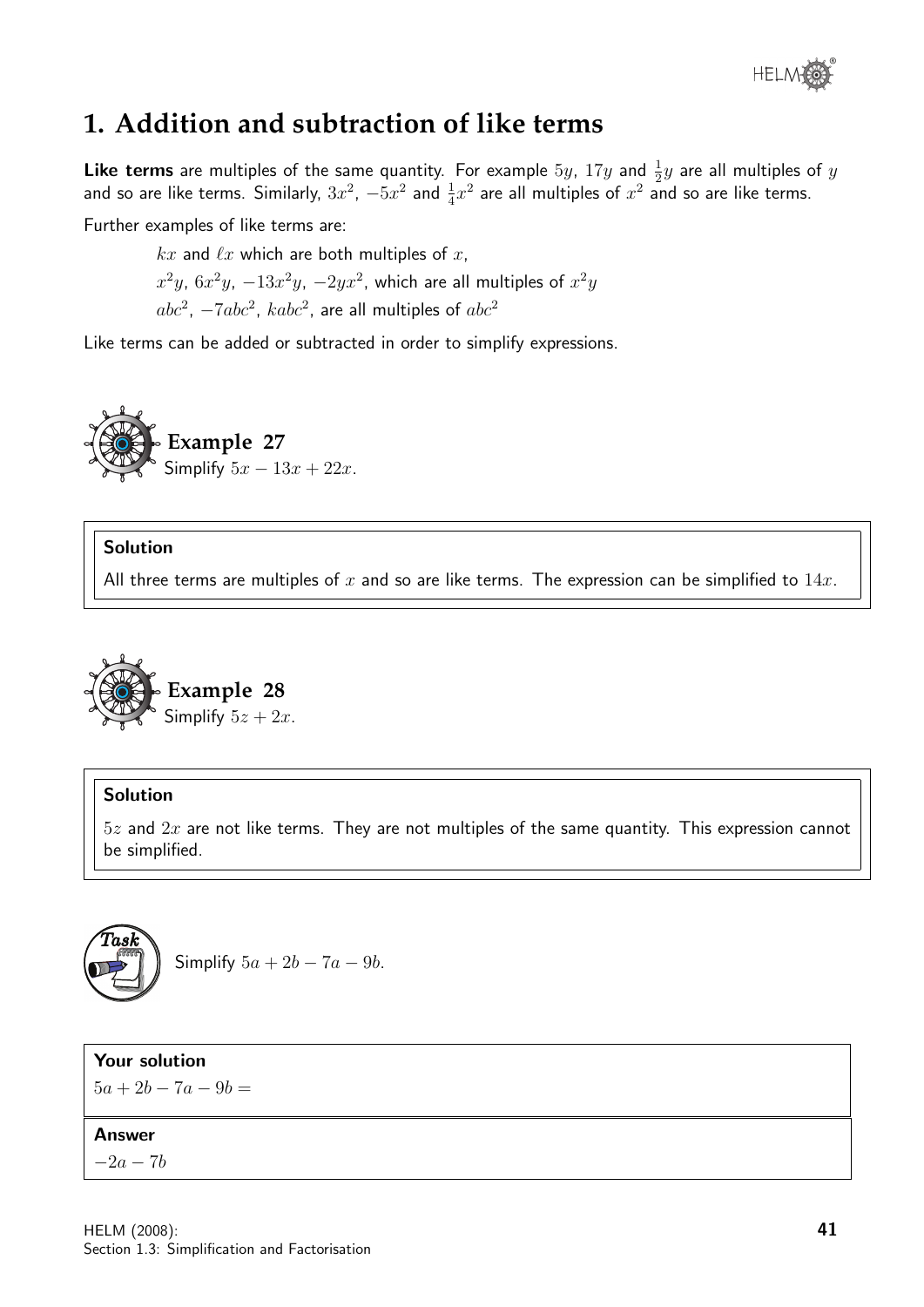# 1. Addition and subtraction of like terms

**Like terms** are multiples of the same quantity. For example $5y$, $17y$ and $\frac{1}{2}y$ are all multiples of $y$ and so are like terms. Similarly, $3x^2$, $-5x^2$ and $\frac{1}{4}x^2$ are all multiples of $x^2$ and so are like terms.

Further examples of like terms are:

$kx$ and $\ell x$ which are both multiples of $x$,

$x^2y$, $6x^2y$, $-13x^2y$, $-2yx^2$, which are all multiples of $x^2y$

$abc^2$, $-7abc^2$, $kabc^2$, are all multiples of $abc^2$

Like terms can be added or subtracted in order to simplify expressions.

**Example 27**

Simplify $5x - 13x + 22x$.

**Solution**

All three terms are multiples of $x$ and so are like terms. The expression can be simplified to $14x$.

**Example 28**

Simplify $5z + 2x$.

**Solution**

$5z$ and $2x$ are not like terms. They are not multiples of the same quantity. This expression cannot be simplified.

**Task**

Simplify $5a + 2b - 7a - 9b$.

**Your solution**

$5a + 2b - 7a - 9b =$

**Answer**

$-2a - 7b$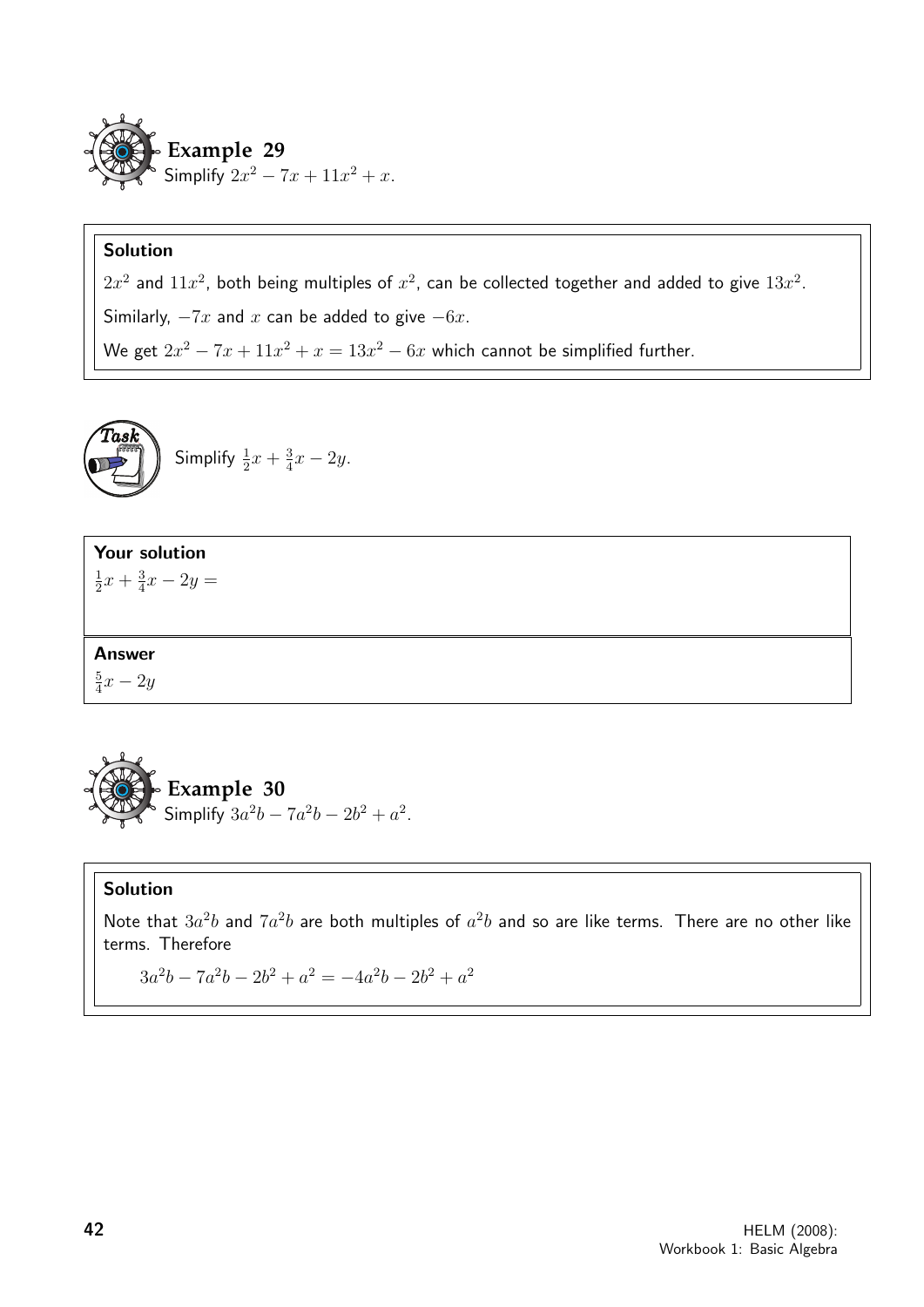### Example 29

Simplify $2x^2 - 7x + 11x^2 + x$.

**Solution**

$2x^2$ and $11x^2$, both being multiples of $x^2$, can be collected together and added to give $13x^2$.

Similarly, $-7x$ and $x$ can be added to give $-6x$.

We get $2x^2 - 7x + 11x^2 + x = 13x^2 - 6x$ which cannot be simplified further.

### Task

Simplify $\frac{1}{2}x + \frac{3}{4}x - 2y$.

**Your solution**

$\frac{1}{2}x + \frac{3}{4}x - 2y =$

**Answer**

$\frac{5}{4}x - 2y$

### Example 30

Simplify $3a^2b - 7a^2b - 2b^2 + a^2$.

**Solution**

Note that $3a^2b$ and $7a^2b$ are both multiples of $a^2b$ and so are like terms. There are no other like terms. Therefore

$$3a^2b - 7a^2b - 2b^2 + a^2 = -4a^2b - 2b^2 + a^2$$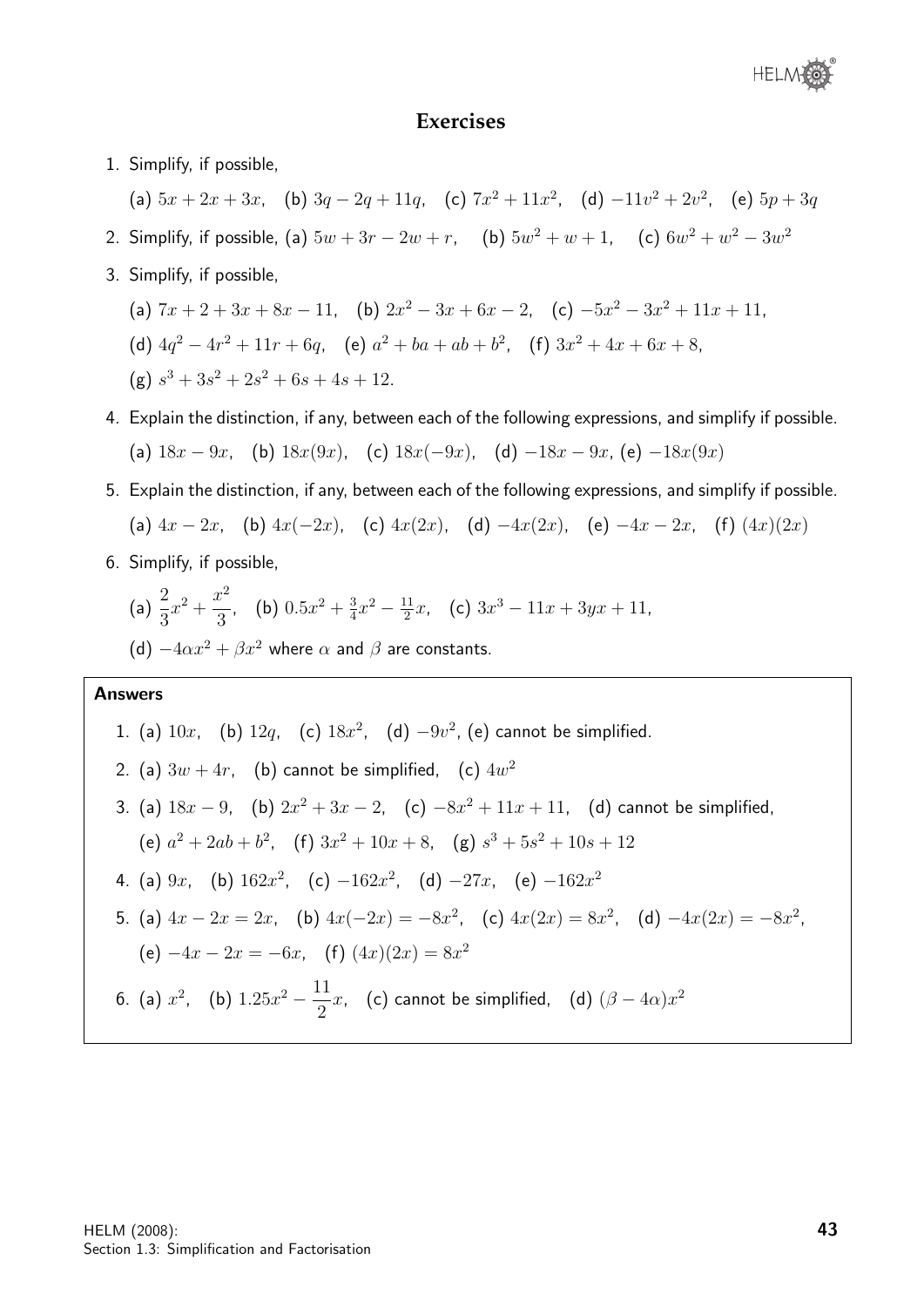## Exercises

1. Simplify, if possible,

   (a) $5x + 2x + 3x$, (b) $3q - 2q + 11q$, (c) $7x^2 + 11x^2$, (d) $-11v^2 + 2v^2$, (e) $5p + 3q$

2. Simplify, if possible, (a) $5w + 3r - 2w + r$, (b) $5w^2 + w + 1$, (c) $6w^2 + w^2 - 3w^2$

3. Simplify, if possible,

   (a) $7x + 2 + 3x + 8x - 11$, (b) $2x^2 - 3x + 6x - 2$, (c) $-5x^2 - 3x^2 + 11x + 11$,

   (d) $4q^2 - 4r^2 + 11r + 6q$, (e) $a^2 + ba + ab + b^2$, (f) $3x^2 + 4x + 6x + 8$,

   (g) $s^3 + 3s^2 + 2s^2 + 6s + 4s + 12$.

4. Explain the distinction, if any, between each of the following expressions, and simplify if possible.

   (a) $18x - 9x$, (b) $18x(9x)$, (c) $18x(-9x)$, (d) $-18x - 9x$, (e) $-18x(9x)$

5. Explain the distinction, if any, between each of the following expressions, and simplify if possible.

   (a) $4x - 2x$, (b) $4x(-2x)$, (c) $4x(2x)$, (d) $-4x(2x)$, (e) $-4x - 2x$, (f) $(4x)(2x)$

6. Simplify, if possible,

   (a) $\dfrac{2}{3}x^2 + \dfrac{x^2}{3}$, (b) $0.5x^2 + \frac{3}{4}x^2 - \frac{11}{2}x$, (c) $3x^3 - 11x + 3yx + 11$,

   (d) $-4\alpha x^2 + \beta x^2$ where $\alpha$ and $\beta$ are constants.

**Answers**

1. (a) $10x$, (b) $12q$, (c) $18x^2$, (d) $-9v^2$, (e) cannot be simplified.

2. (a) $3w + 4r$, (b) cannot be simplified, (c) $4w^2$

3. (a) $18x - 9$, (b) $2x^2 + 3x - 2$, (c) $-8x^2 + 11x + 11$, (d) cannot be simplified,

   (e) $a^2 + 2ab + b^2$, (f) $3x^2 + 10x + 8$, (g) $s^3 + 5s^2 + 10s + 12$

4. (a) $9x$, (b) $162x^2$, (c) $-162x^2$, (d) $-27x$, (e) $-162x^2$

5. (a) $4x - 2x = 2x$, (b) $4x(-2x) = -8x^2$, (c) $4x(2x) = 8x^2$, (d) $-4x(2x) = -8x^2$,

   (e) $-4x - 2x = -6x$, (f) $(4x)(2x) = 8x^2$

6. (a) $x^2$, (b) $1.25x^2 - \dfrac{11}{2}x$, (c) cannot be simplified, (d) $(\beta - 4\alpha)x^2$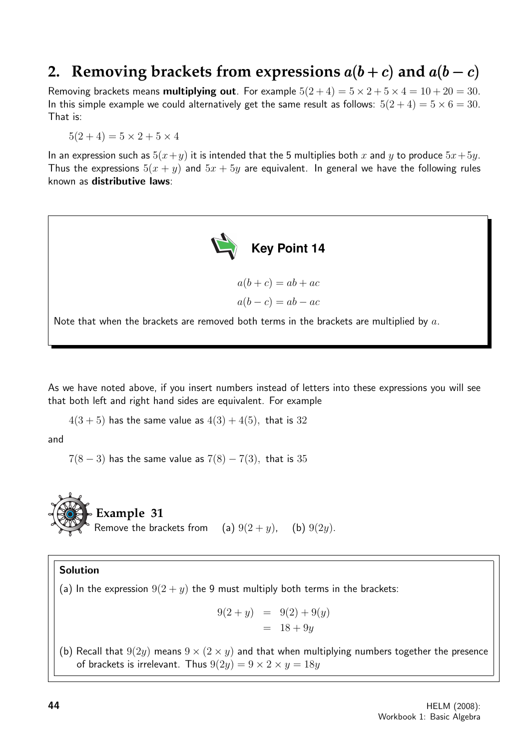## 2. Removing brackets from expressions $a(b+c)$ and $a(b-c)$

Removing brackets means **multiplying out**. For example $5(2+4) = 5 \times 2 + 5 \times 4 = 10 + 20 = 30$. In this simple example we could alternatively get the same result as follows: $5(2+4) = 5 \times 6 = 30$. That is:

$$5(2+4) = 5 \times 2 + 5 \times 4$$

In an expression such as $5(x+y)$ it is intended that the 5 multiplies both $x$ and $y$ to produce $5x+5y$. Thus the expressions $5(x+y)$ and $5x+5y$ are equivalent. In general we have the following rules known as **distributive laws**:

**Key Point 14**

$$a(b+c) = ab + ac$$

$$a(b-c) = ab - ac$$

Note that when the brackets are removed both terms in the brackets are multiplied by $a$.

As we have noted above, if you insert numbers instead of letters into these expressions you will see that both left and right hand sides are equivalent. For example

$4(3+5)$ has the same value as $4(3) + 4(5)$, that is 32

and

$7(8-3)$ has the same value as $7(8) - 7(3)$, that is 35

**Example 31**

Remove the brackets from (a) $9(2+y)$, (b) $9(2y)$.

**Solution**

(a) In the expression $9(2+y)$ the 9 must multiply both terms in the brackets:

$$\begin{aligned} 9(2+y) &= 9(2) + 9(y) \\ &= 18 + 9y \end{aligned}$$

(b) Recall that $9(2y)$ means $9 \times (2 \times y)$ and that when multiplying numbers together the presence of brackets is irrelevant. Thus $9(2y) = 9 \times 2 \times y = 18y$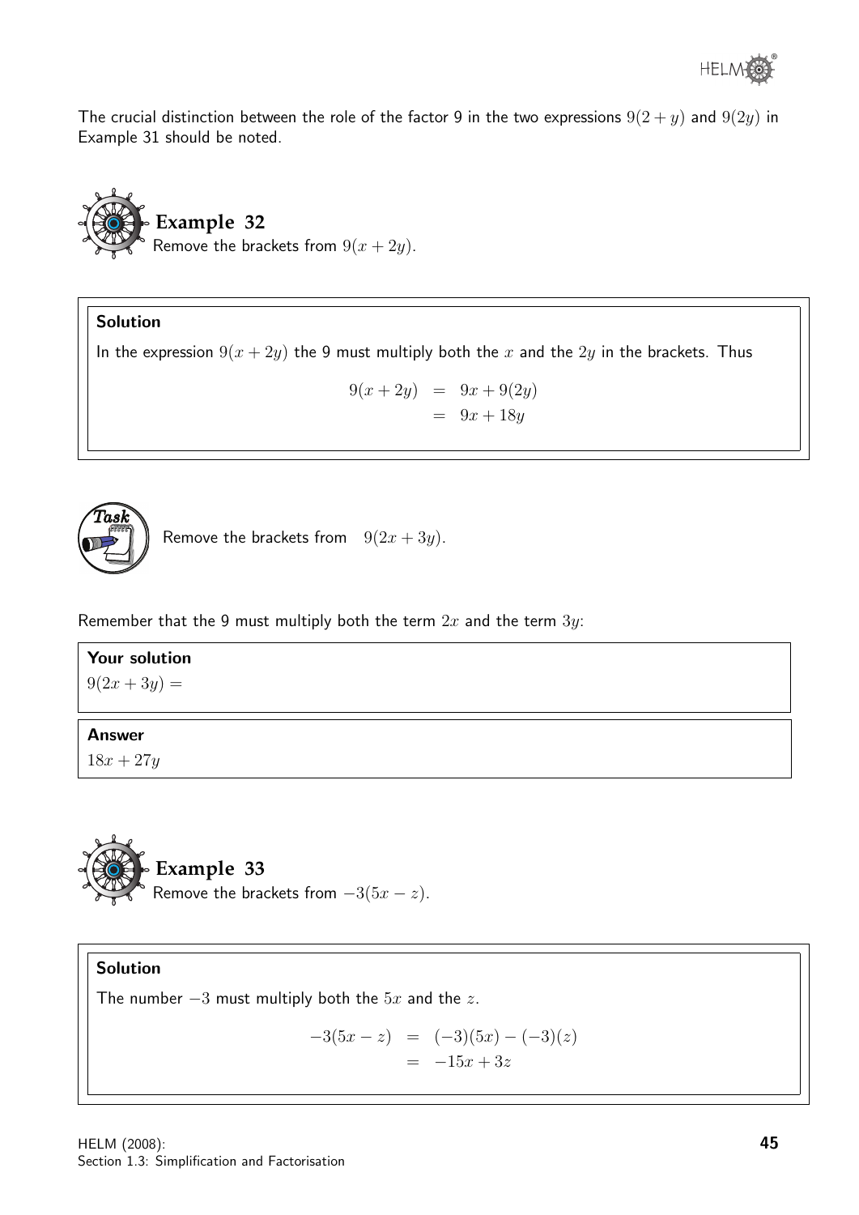The crucial distinction between the role of the factor 9 in the two expressions $9(2+y)$ and $9(2y)$ in Example 31 should be noted.

### Example 32

Remove the brackets from $9(x+2y)$.

**Solution**

In the expression $9(x+2y)$ the 9 must multiply both the $x$ and the $2y$ in the brackets. Thus

$$\begin{aligned} 9(x+2y) &= 9x + 9(2y) \\ &= 9x + 18y \end{aligned}$$

### Task

Remove the brackets from $9(2x+3y)$.

Remember that the 9 must multiply both the term $2x$ and the term $3y$:

**Your solution**

$9(2x+3y) =$

**Answer**

$18x + 27y$

### Example 33

Remove the brackets from $-3(5x-z)$.

**Solution**

The number $-3$ must multiply both the $5x$ and the $z$.

$$\begin{aligned} -3(5x-z) &= (-3)(5x) - (-3)(z) \\ &= -15x + 3z \end{aligned}$$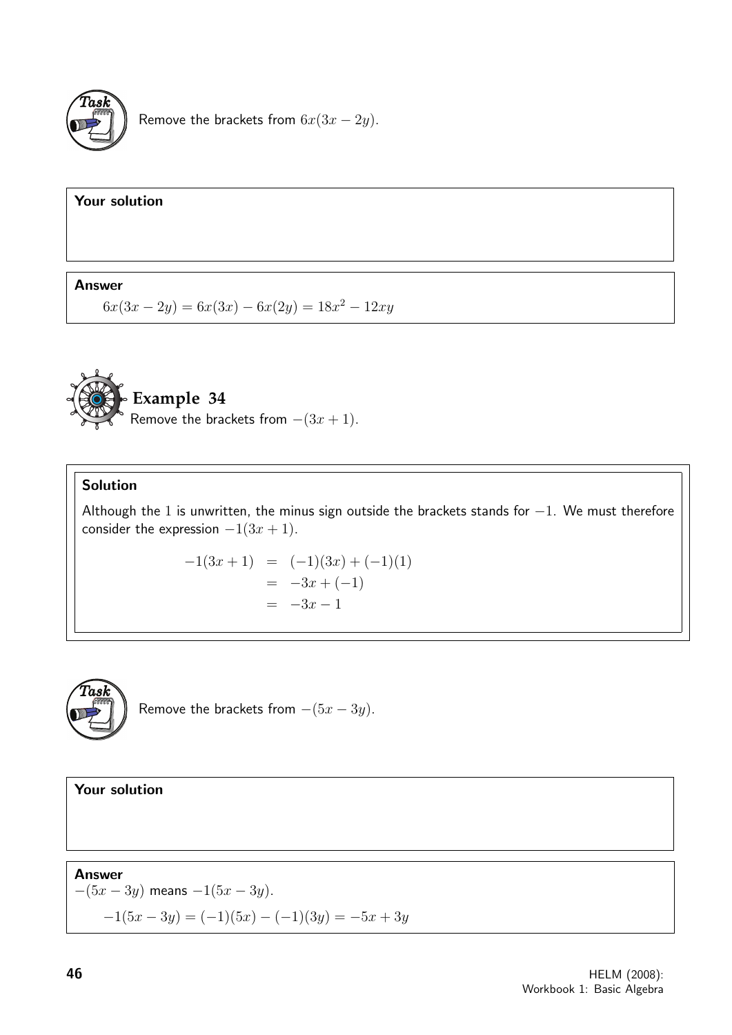**Task**

Remove the brackets from $6x(3x - 2y)$.

**Your solution**

**Answer**

$$6x(3x - 2y) = 6x(3x) - 6x(2y) = 18x^2 - 12xy$$

## Example 34

Remove the brackets from $-(3x + 1)$.

**Solution**

Although the 1 is unwritten, the minus sign outside the brackets stands for $-1$. We must therefore consider the expression $-1(3x + 1)$.

$$\begin{aligned} -1(3x + 1) &= (-1)(3x) + (-1)(1) \\ &= -3x + (-1) \\ &= -3x - 1 \end{aligned}$$

**Task**

Remove the brackets from $-(5x - 3y)$.

**Your solution**

**Answer**

$-(5x - 3y)$ means $-1(5x - 3y)$.

$$-1(5x - 3y) = (-1)(5x) - (-1)(3y) = -5x + 3y$$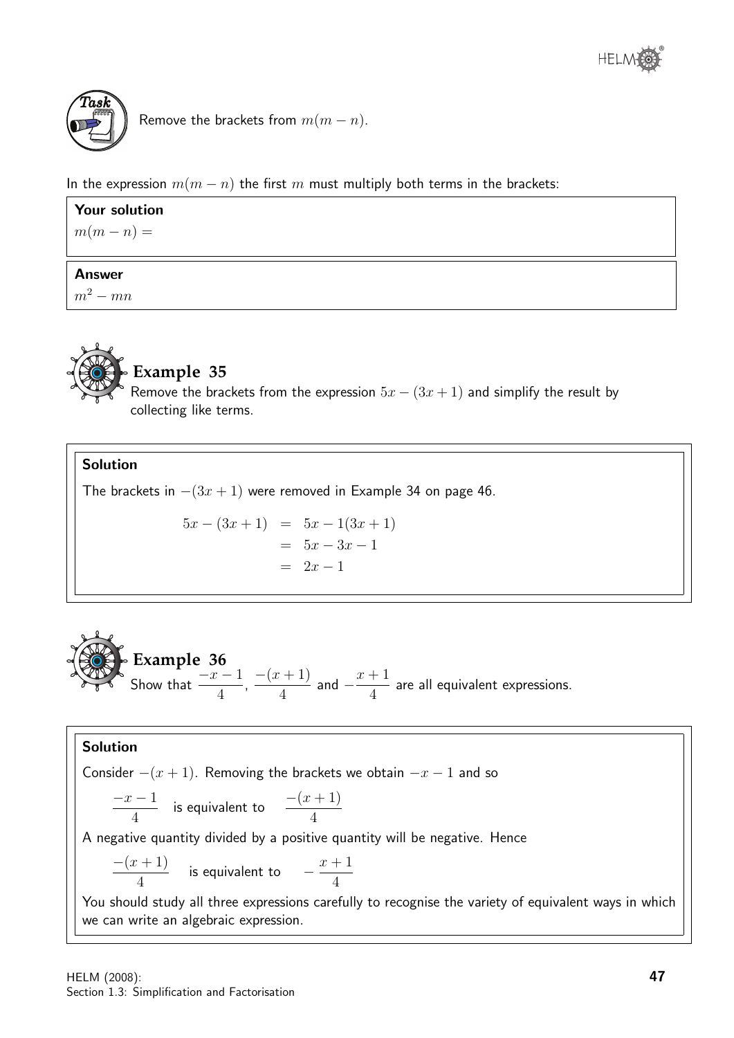**Task**

Remove the brackets from $m(m-n)$.

In the expression $m(m-n)$ the first $m$ must multiply both terms in the brackets:

**Your solution**

$m(m-n) =$

**Answer**

$m^2 - mn$

### Example 35

Remove the brackets from the expression $5x - (3x+1)$ and simplify the result by collecting like terms.

**Solution**

The brackets in $-(3x+1)$ were removed in Example 34 on page 46.

$$\begin{aligned} 5x - (3x+1) &= 5x - 1(3x+1) \\ &= 5x - 3x - 1 \\ &= 2x - 1 \end{aligned}$$

### Example 36

Show that $\dfrac{-x-1}{4}$, $\dfrac{-(x+1)}{4}$ and $-\dfrac{x+1}{4}$ are all equivalent expressions.

**Solution**

Consider $-(x+1)$. Removing the brackets we obtain $-x-1$ and so

$\dfrac{-x-1}{4}$ is equivalent to $\dfrac{-(x+1)}{4}$

A negative quantity divided by a positive quantity will be negative. Hence

$\dfrac{-(x+1)}{4}$ is equivalent to $-\dfrac{x+1}{4}$

You should study all three expressions carefully to recognise the variety of equivalent ways in which we can write an algebraic expression.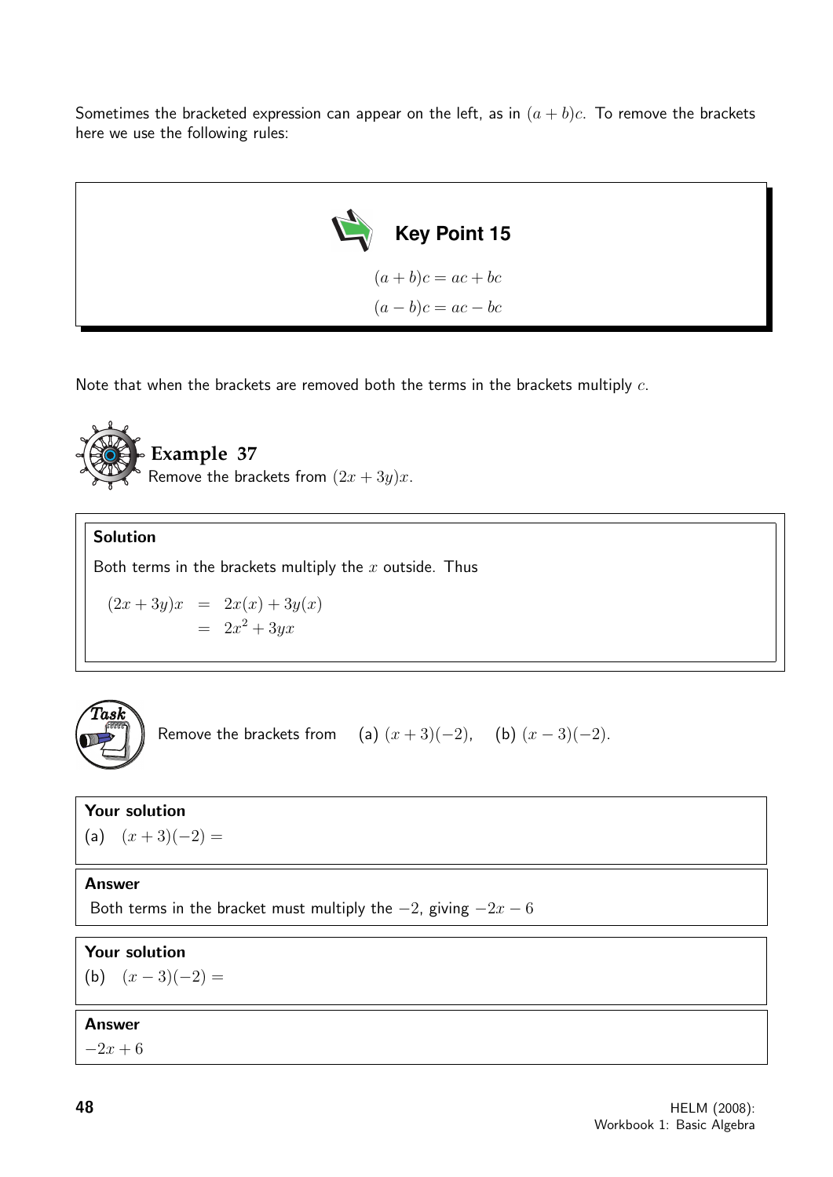Sometimes the bracketed expression can appear on the left, as in $(a + b)c$. To remove the brackets here we use the following rules:

**Key Point 15**

$$(a + b)c = ac + bc$$

$$(a - b)c = ac - bc$$

Note that when the brackets are removed both the terms in the brackets multiply $c$.

**Example 37**

Remove the brackets from $(2x + 3y)x$.

**Solution**

Both terms in the brackets multiply the $x$ outside. Thus

$$\begin{aligned} (2x + 3y)x &= 2x(x) + 3y(x) \\ &= 2x^2 + 3yx \end{aligned}$$

**Task**

Remove the brackets from (a) $(x + 3)(-2)$, (b) $(x - 3)(-2)$.

**Your solution**

(a) $(x + 3)(-2) =$

**Answer**

Both terms in the bracket must multiply the $-2$, giving $-2x - 6$

**Your solution**

(b) $(x - 3)(-2) =$

**Answer**

$-2x + 6$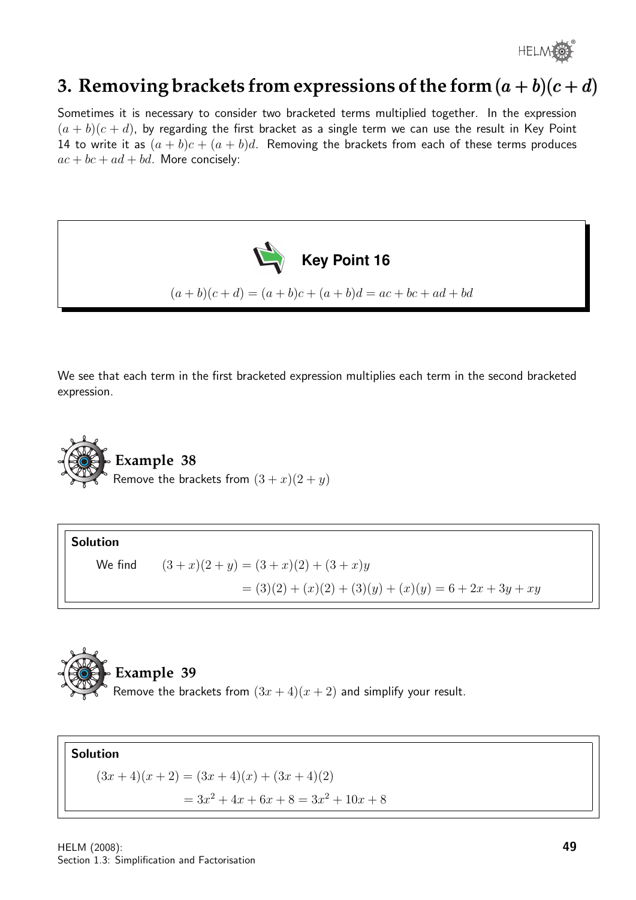## 3. Removing brackets from expressions of the form $(a + b)(c + d)$

Sometimes it is necessary to consider two bracketed terms multiplied together. In the expression $(a + b)(c + d)$, by regarding the first bracket as a single term we can use the result in Key Point 14 to write it as $(a + b)c + (a + b)d$. Removing the brackets from each of these terms produces $ac + bc + ad + bd$. More concisely:

**Key Point 16**

$$(a + b)(c + d) = (a + b)c + (a + b)d = ac + bc + ad + bd$$

We see that each term in the first bracketed expression multiplies each term in the second bracketed expression.

**Example 38**

Remove the brackets from $(3 + x)(2 + y)$

**Solution**

We find $\quad (3 + x)(2 + y) = (3 + x)(2) + (3 + x)y$

$$= (3)(2) + (x)(2) + (3)(y) + (x)(y) = 6 + 2x + 3y + xy$$

**Example 39**

Remove the brackets from $(3x + 4)(x + 2)$ and simplify your result.

**Solution**

$$(3x + 4)(x + 2) = (3x + 4)(x) + (3x + 4)(2)$$

$$= 3x^2 + 4x + 6x + 8 = 3x^2 + 10x + 8$$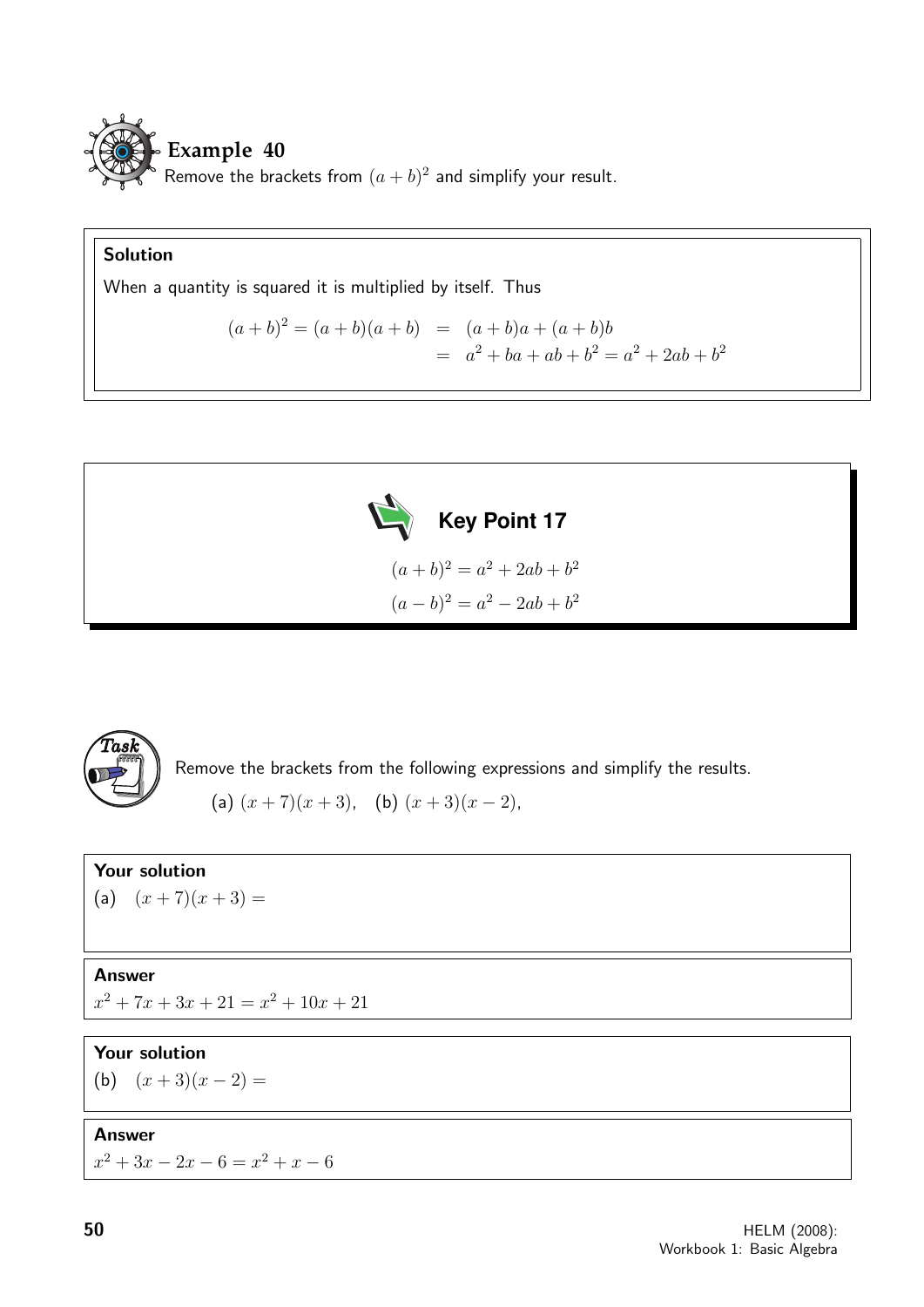### Example 40

Remove the brackets from $(a+b)^2$ and simplify your result.

**Solution**

When a quantity is squared it is multiplied by itself. Thus

$$
\begin{aligned}
(a+b)^2 = (a+b)(a+b) &= (a+b)a + (a+b)b \\
&= a^2 + ba + ab + b^2 = a^2 + 2ab + b^2
\end{aligned}
$$

### Key Point 17

$$(a+b)^2 = a^2 + 2ab + b^2$$

$$(a-b)^2 = a^2 - 2ab + b^2$$

**Task**

Remove the brackets from the following expressions and simplify the results.

(a) $(x+7)(x+3)$, (b) $(x+3)(x-2)$,

**Your solution**

(a) $(x+7)(x+3) =$

**Answer**

$x^2 + 7x + 3x + 21 = x^2 + 10x + 21$

**Your solution**

(b) $(x+3)(x-2) =$

**Answer**

$x^2 + 3x - 2x - 6 = x^2 + x - 6$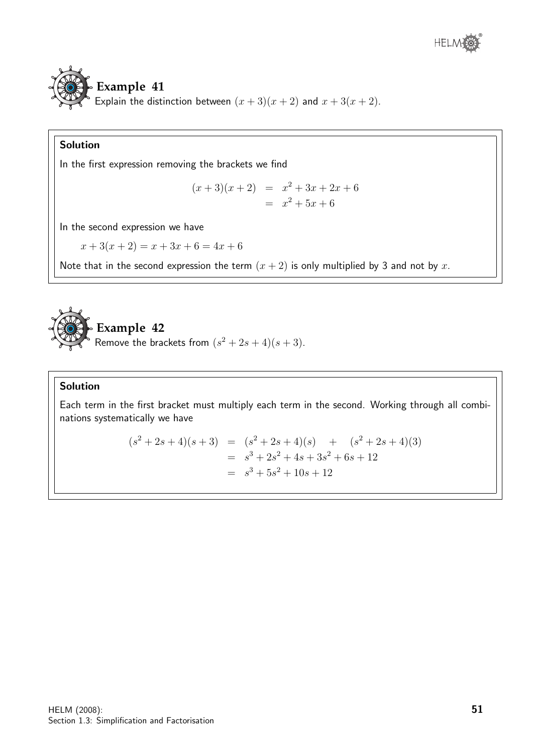## Example 41

Explain the distinction between $(x+3)(x+2)$ and $x+3(x+2)$.

**Solution**

In the first expression removing the brackets we find

$$\begin{aligned}(x+3)(x+2) &= x^2+3x+2x+6 \\ &= x^2+5x+6\end{aligned}$$

In the second expression we have

$$x+3(x+2) = x+3x+6 = 4x+6$$

Note that in the second expression the term $(x+2)$ is only multiplied by 3 and not by $x$.

## Example 42

Remove the brackets from $(s^2+2s+4)(s+3)$.

**Solution**

Each term in the first bracket must multiply each term in the second. Working through all combinations systematically we have

$$\begin{aligned}(s^2+2s+4)(s+3) &= (s^2+2s+4)(s) \quad + \quad (s^2+2s+4)(3) \\ &= s^3+2s^2+4s+3s^2+6s+12 \\ &= s^3+5s^2+10s+12\end{aligned}$$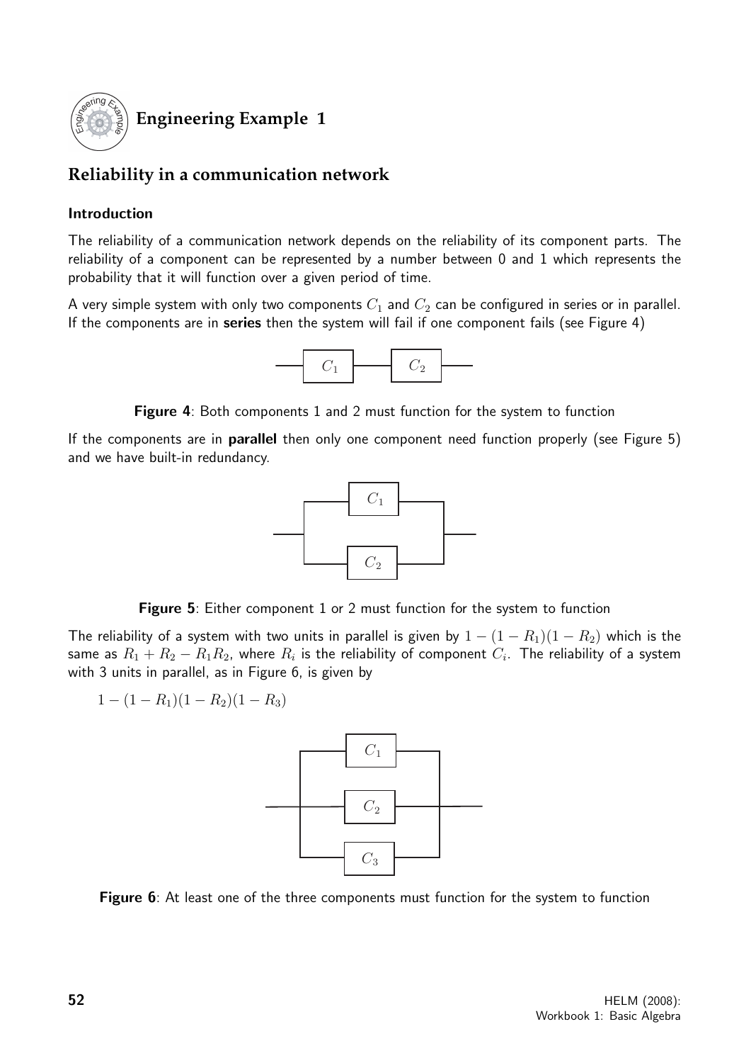## Engineering Example 1

## Reliability in a communication network

### Introduction

The reliability of a communication network depends on the reliability of its component parts. The reliability of a component can be represented by a number between 0 and 1 which represents the probability that it will function over a given period of time.

A very simple system with only two components $C_1$ and $C_2$ can be configured in series or in parallel. If the components are in **series** then the system will fail if one component fails (see Figure 4)

**Figure 4**: Both components 1 and 2 must function for the system to function

If the components are in **parallel** then only one component need function properly (see Figure 5) and we have built-in redundancy.

**Figure 5**: Either component 1 or 2 must function for the system to function

The reliability of a system with two units in parallel is given by $1 - (1 - R_1)(1 - R_2)$ which is the same as $R_1 + R_2 - R_1R_2$, where $R_i$ is the reliability of component $C_i$. The reliability of a system with 3 units in parallel, as in Figure 6, is given by

$$1 - (1 - R_1)(1 - R_2)(1 - R_3)$$

**Figure 6**: At least one of the three components must function for the system to function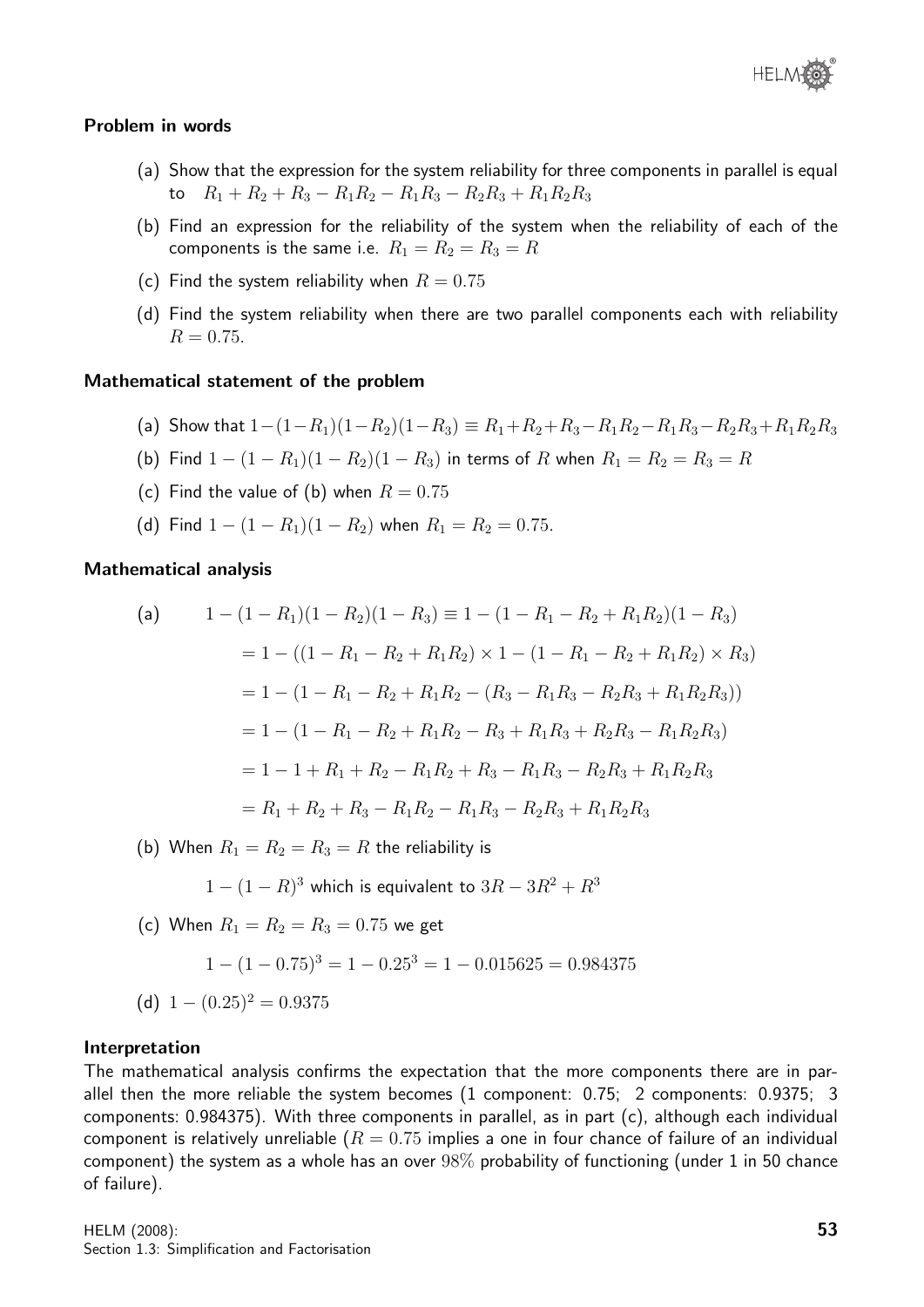### Problem in words

(a) Show that the expression for the system reliability for three components in parallel is equal to $R_1 + R_2 + R_3 - R_1R_2 - R_1R_3 - R_2R_3 + R_1R_2R_3$

(b) Find an expression for the reliability of the system when the reliability of each of the components is the same i.e. $R_1 = R_2 = R_3 = R$

(c) Find the system reliability when $R = 0.75$

(d) Find the system reliability when there are two parallel components each with reliability $R = 0.75$.

### Mathematical statement of the problem

(a) Show that $1-(1-R_1)(1-R_2)(1-R_3) \equiv R_1+R_2+R_3-R_1R_2-R_1R_3-R_2R_3+R_1R_2R_3$

(b) Find $1-(1-R_1)(1-R_2)(1-R_3)$ in terms of $R$ when $R_1 = R_2 = R_3 = R$

(c) Find the value of (b) when $R = 0.75$

(d) Find $1-(1-R_1)(1-R_2)$ when $R_1 = R_2 = 0.75$.

### Mathematical analysis

(a)
$$
\begin{aligned}
1-(1-R_1)(1-R_2)(1-R_3) &\equiv 1-(1-R_1-R_2+R_1R_2)(1-R_3) \\
&= 1-((1-R_1-R_2+R_1R_2)\times 1-(1-R_1-R_2+R_1R_2)\times R_3) \\
&= 1-(1-R_1-R_2+R_1R_2-(R_3-R_1R_3-R_2R_3+R_1R_2R_3)) \\
&= 1-(1-R_1-R_2+R_1R_2-R_3+R_1R_3+R_2R_3-R_1R_2R_3) \\
&= 1-1+R_1+R_2-R_1R_2+R_3-R_1R_3-R_2R_3+R_1R_2R_3 \\
&= R_1+R_2+R_3-R_1R_2-R_1R_3-R_2R_3+R_1R_2R_3
\end{aligned}
$$

(b) When $R_1 = R_2 = R_3 = R$ the reliability is

$1-(1-R)^3$ which is equivalent to $3R-3R^2+R^3$

(c) When $R_1 = R_2 = R_3 = 0.75$ we get

$$1-(1-0.75)^3 = 1-0.25^3 = 1-0.015625 = 0.984375$$

(d) $1-(0.25)^2 = 0.9375$

### Interpretation

The mathematical analysis confirms the expectation that the more components there are in parallel then the more reliable the system becomes (1 component: 0.75; 2 components: 0.9375; 3 components: 0.984375). With three components in parallel, as in part (c), although each individual component is relatively unreliable ($R = 0.75$ implies a one in four chance of failure of an individual component) the system as a whole has an over $98\%$ probability of functioning (under 1 in 50 chance of failure).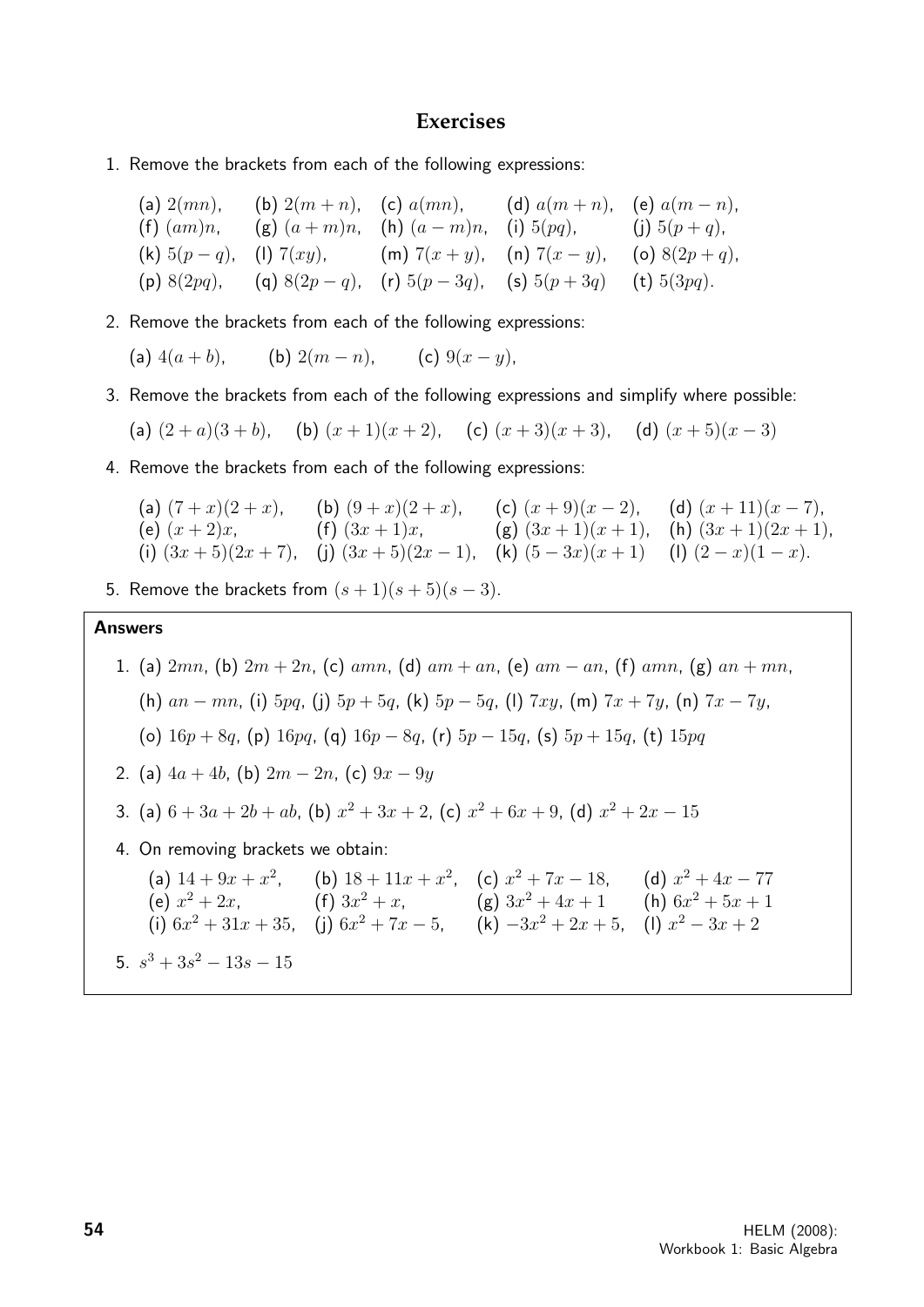## Exercises

1. Remove the brackets from each of the following expressions:

   (a) $2(mn)$, (b) $2(m+n)$, (c) $a(mn)$, (d) $a(m+n)$, (e) $a(m-n)$,
   (f) $(am)n$, (g) $(a+m)n$, (h) $(a-m)n$, (i) $5(pq)$, (j) $5(p+q)$,
   (k) $5(p-q)$, (l) $7(xy)$, (m) $7(x+y)$, (n) $7(x-y)$, (o) $8(2p+q)$,
   (p) $8(2pq)$, (q) $8(2p-q)$, (r) $5(p-3q)$, (s) $5(p+3q)$ (t) $5(3pq)$.

2. Remove the brackets from each of the following expressions:

   (a) $4(a+b)$, (b) $2(m-n)$, (c) $9(x-y)$,

3. Remove the brackets from each of the following expressions and simplify where possible:

   (a) $(2+a)(3+b)$, (b) $(x+1)(x+2)$, (c) $(x+3)(x+3)$, (d) $(x+5)(x-3)$

4. Remove the brackets from each of the following expressions:

   (a) $(7+x)(2+x)$, (b) $(9+x)(2+x)$, (c) $(x+9)(x-2)$, (d) $(x+11)(x-7)$,
   (e) $(x+2)x$, (f) $(3x+1)x$, (g) $(3x+1)(x+1)$, (h) $(3x+1)(2x+1)$,
   (i) $(3x+5)(2x+7)$, (j) $(3x+5)(2x-1)$, (k) $(5-3x)(x+1)$ (l) $(2-x)(1-x)$.

5. Remove the brackets from $(s+1)(s+5)(s-3)$.

**Answers**

1. (a) $2mn$, (b) $2m+2n$, (c) $amn$, (d) $am+an$, (e) $am-an$, (f) $amn$, (g) $an+mn$,
   (h) $an-mn$, (i) $5pq$, (j) $5p+5q$, (k) $5p-5q$, (l) $7xy$, (m) $7x+7y$, (n) $7x-7y$,
   (o) $16p+8q$, (p) $16pq$, (q) $16p-8q$, (r) $5p-15q$, (s) $5p+15q$, (t) $15pq$

2. (a) $4a+4b$, (b) $2m-2n$, (c) $9x-9y$

3. (a) $6+3a+2b+ab$, (b) $x^2+3x+2$, (c) $x^2+6x+9$, (d) $x^2+2x-15$

4. On removing brackets we obtain:

   (a) $14+9x+x^2$, (b) $18+11x+x^2$, (c) $x^2+7x-18$, (d) $x^2+4x-77$
   (e) $x^2+2x$, (f) $3x^2+x$, (g) $3x^2+4x+1$ (h) $6x^2+5x+1$
   (i) $6x^2+31x+35$, (j) $6x^2+7x-5$, (k) $-3x^2+2x+5$, (l) $x^2-3x+2$

5. $s^3+3s^2-13s-15$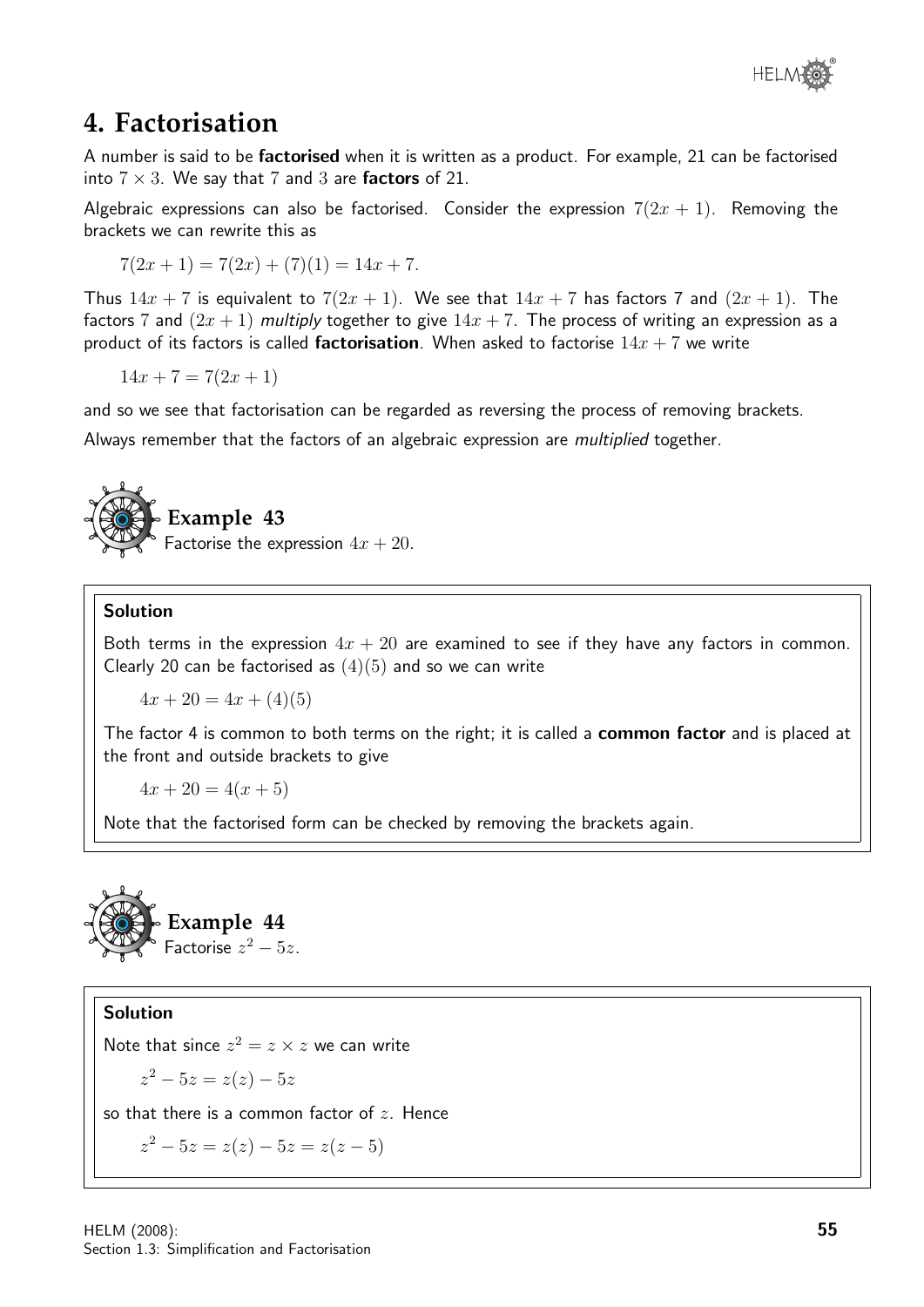## 4. Factorisation

A number is said to be **factorised** when it is written as a product. For example, 21 can be factorised into $7 \times 3$. We say that $7$ and $3$ are **factors** of 21.

Algebraic expressions can also be factorised. Consider the expression $7(2x + 1)$. Removing the brackets we can rewrite this as

$$7(2x + 1) = 7(2x) + (7)(1) = 14x + 7.$$

Thus $14x + 7$ is equivalent to $7(2x + 1)$. We see that $14x + 7$ has factors 7 and $(2x + 1)$. The factors 7 and $(2x + 1)$ *multiply* together to give $14x + 7$. The process of writing an expression as a product of its factors is called **factorisation**. When asked to factorise $14x + 7$ we write

$$14x + 7 = 7(2x + 1)$$

and so we see that factorisation can be regarded as reversing the process of removing brackets.

Always remember that the factors of an algebraic expression are *multiplied* together.

### Example 43

Factorise the expression $4x + 20$.

**Solution**

Both terms in the expression $4x + 20$ are examined to see if they have any factors in common. Clearly 20 can be factorised as $(4)(5)$ and so we can write

$$4x + 20 = 4x + (4)(5)$$

The factor 4 is common to both terms on the right; it is called a **common factor** and is placed at the front and outside brackets to give

$$4x + 20 = 4(x + 5)$$

Note that the factorised form can be checked by removing the brackets again.

### Example 44

Factorise $z^2 - 5z$.

**Solution**

Note that since $z^2 = z \times z$ we can write

$$z^2 - 5z = z(z) - 5z$$

so that there is a common factor of $z$. Hence

$$z^2 - 5z = z(z) - 5z = z(z - 5)$$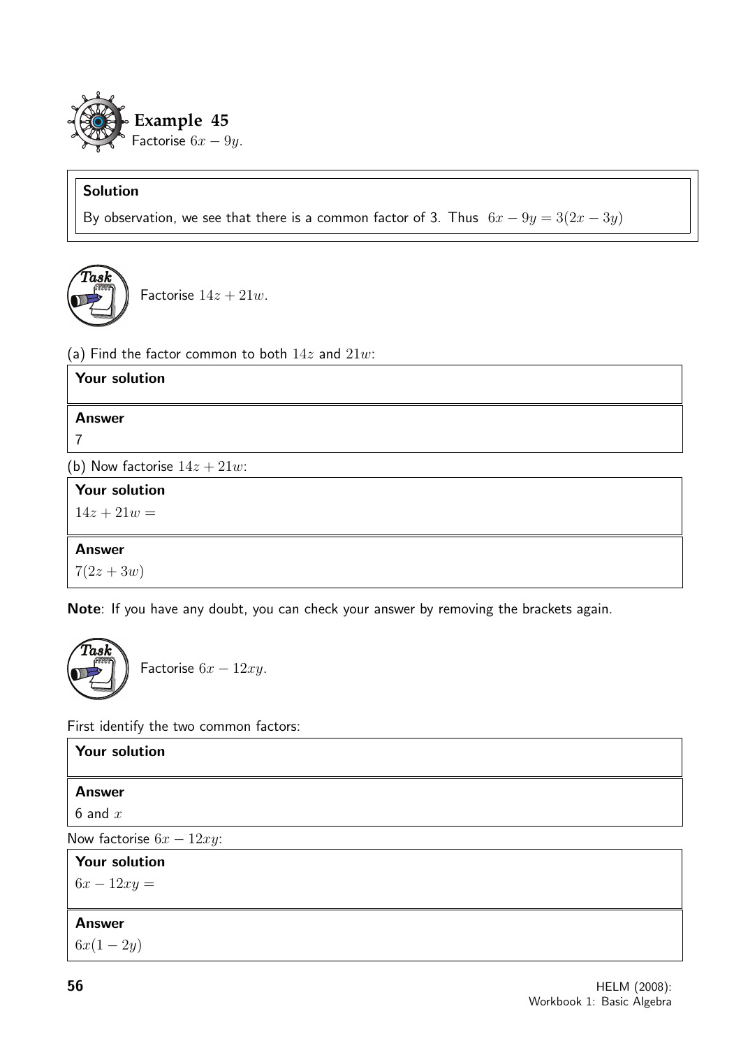**Example 45**

Factorise $6x - 9y$.

**Solution**

By observation, we see that there is a common factor of 3. Thus $6x - 9y = 3(2x - 3y)$

**Task**

Factorise $14z + 21w$.

(a) Find the factor common to both $14z$ and $21w$:

**Your solution**

**Answer**

7

(b) Now factorise $14z + 21w$:

**Your solution**

$14z + 21w =$

**Answer**

$7(2z + 3w)$

**Note**: If you have any doubt, you can check your answer by removing the brackets again.

**Task**

Factorise $6x - 12xy$.

First identify the two common factors:

**Your solution**

**Answer**

6 and $x$

Now factorise $6x - 12xy$:

**Your solution**

$6x - 12xy =$

**Answer**

$6x(1 - 2y)$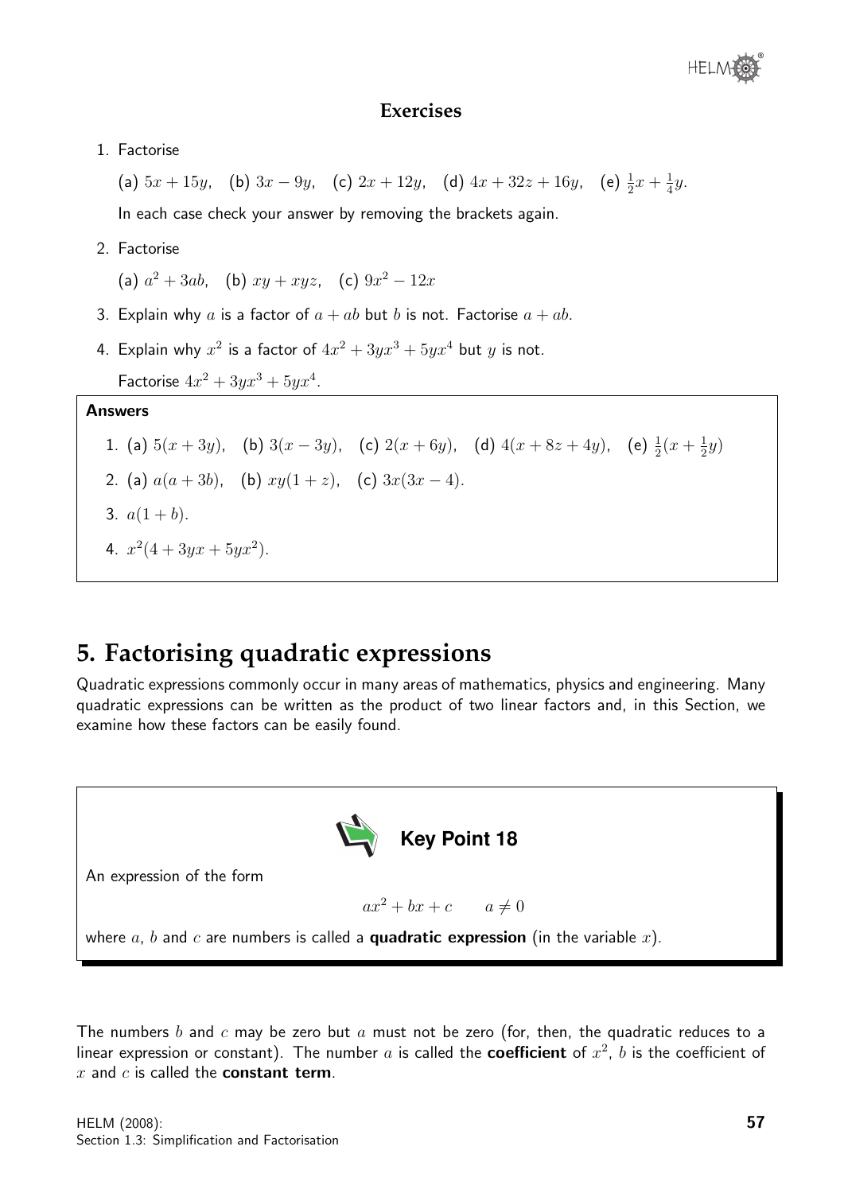## Exercises

1. Factorise

   (a) $5x + 15y$, (b) $3x - 9y$, (c) $2x + 12y$, (d) $4x + 32z + 16y$, (e) $\frac{1}{2}x + \frac{1}{4}y$.

   In each case check your answer by removing the brackets again.

2. Factorise

   (a) $a^2 + 3ab$, (b) $xy + xyz$, (c) $9x^2 - 12x$

3. Explain why $a$ is a factor of $a + ab$ but $b$ is not. Factorise $a + ab$.

4. Explain why $x^2$ is a factor of $4x^2 + 3yx^3 + 5yx^4$ but $y$ is not.

   Factorise $4x^2 + 3yx^3 + 5yx^4$.

**Answers**

1. (a) $5(x + 3y)$, (b) $3(x - 3y)$, (c) $2(x + 6y)$, (d) $4(x + 8z + 4y)$, (e) $\frac{1}{2}(x + \frac{1}{2}y)$
2. (a) $a(a + 3b)$, (b) $xy(1 + z)$, (c) $3x(3x - 4)$.
3. $a(1 + b)$.
4. $x^2(4 + 3yx + 5yx^2)$.

# 5. Factorising quadratic expressions

Quadratic expressions commonly occur in many areas of mathematics, physics and engineering. Many quadratic expressions can be written as the product of two linear factors and, in this Section, we examine how these factors can be easily found.

**Key Point 18**

An expression of the form

$$ax^2 + bx + c \qquad a \neq 0$$

where $a$, $b$ and $c$ are numbers is called a **quadratic expression** (in the variable $x$).

The numbers $b$ and $c$ may be zero but $a$ must not be zero (for, then, the quadratic reduces to a linear expression or constant). The number $a$ is called the **coefficient** of $x^2$, $b$ is the coefficient of $x$ and $c$ is called the **constant term**.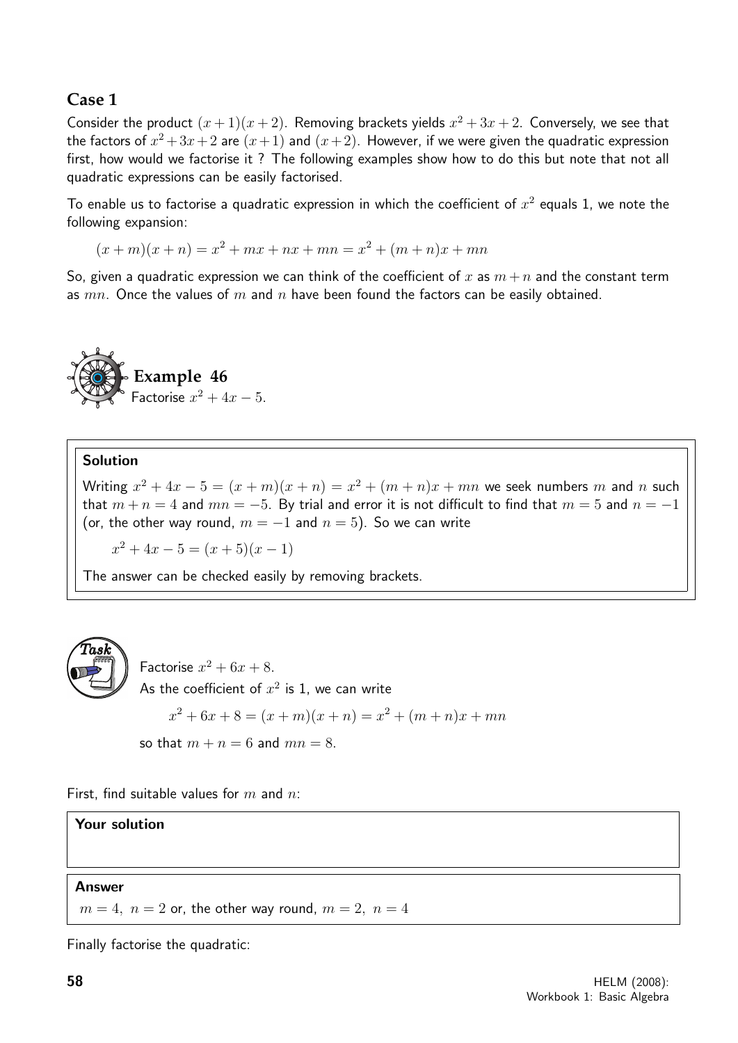## Case 1

Consider the product $(x+1)(x+2)$. Removing brackets yields $x^2+3x+2$. Conversely, we see that the factors of $x^2+3x+2$ are $(x+1)$ and $(x+2)$. However, if we were given the quadratic expression first, how would we factorise it ? The following examples show how to do this but note that not all quadratic expressions can be easily factorised.

To enable us to factorise a quadratic expression in which the coefficient of $x^2$ equals 1, we note the following expansion:

$$(x+m)(x+n) = x^2 + mx + nx + mn = x^2 + (m+n)x + mn$$

So, given a quadratic expression we can think of the coefficient of $x$ as $m+n$ and the constant term as $mn$. Once the values of $m$ and $n$ have been found the factors can be easily obtained.

### Example 46

Factorise $x^2 + 4x - 5$.

**Solution**

Writing $x^2 + 4x - 5 = (x+m)(x+n) = x^2 + (m+n)x + mn$ we seek numbers $m$ and $n$ such that $m+n = 4$ and $mn = -5$. By trial and error it is not difficult to find that $m = 5$ and $n = -1$ (or, the other way round, $m = -1$ and $n = 5$). So we can write

$$x^2 + 4x - 5 = (x+5)(x-1)$$

The answer can be checked easily by removing brackets.

**Task**

Factorise $x^2 + 6x + 8$.

As the coefficient of $x^2$ is 1, we can write

$$x^2 + 6x + 8 = (x+m)(x+n) = x^2 + (m+n)x + mn$$

so that $m+n = 6$ and $mn = 8$.

First, find suitable values for $m$ and $n$:

**Your solution**

**Answer**

$m = 4, \ n = 2$ or, the other way round, $m = 2, \ n = 4$

Finally factorise the quadratic: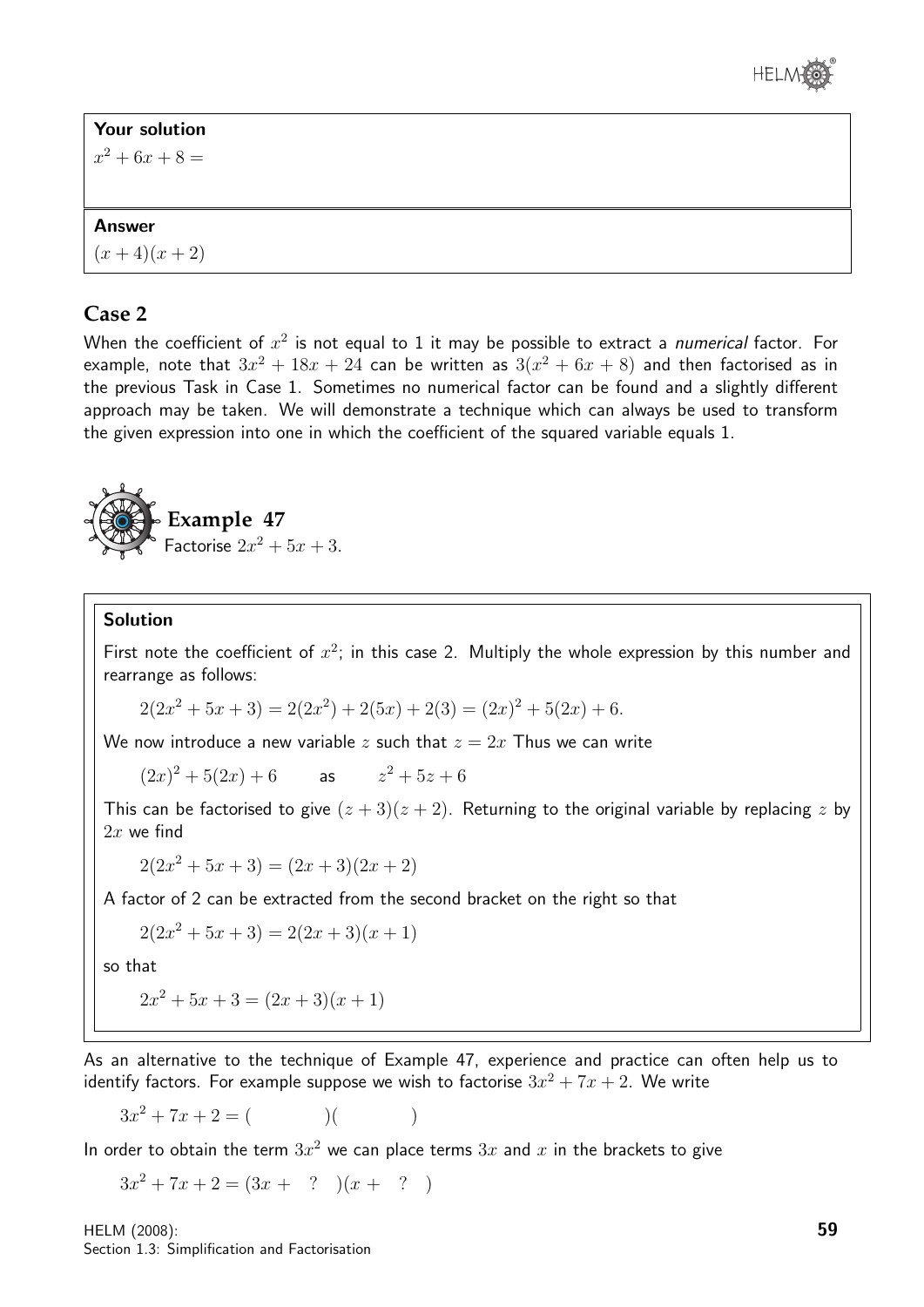**Your solution**

$x^2 + 6x + 8 =$

**Answer**

$(x + 4)(x + 2)$

## Case 2

When the coefficient of $x^2$ is not equal to 1 it may be possible to extract a *numerical* factor. For example, note that $3x^2 + 18x + 24$ can be written as $3(x^2 + 6x + 8)$ and then factorised as in the previous Task in Case 1. Sometimes no numerical factor can be found and a slightly different approach may be taken. We will demonstrate a technique which can always be used to transform the given expression into one in which the coefficient of the squared variable equals 1.

### Example 47

Factorise $2x^2 + 5x + 3$.

**Solution**

First note the coefficient of $x^2$; in this case 2. Multiply the whole expression by this number and rearrange as follows:

$$2(2x^2 + 5x + 3) = 2(2x^2) + 2(5x) + 2(3) = (2x)^2 + 5(2x) + 6.$$

We now introduce a new variable $z$ such that $z = 2x$ Thus we can write

$$(2x)^2 + 5(2x) + 6 \qquad \text{as} \qquad z^2 + 5z + 6$$

This can be factorised to give $(z + 3)(z + 2)$. Returning to the original variable by replacing $z$ by $2x$ we find

$$2(2x^2 + 5x + 3) = (2x + 3)(2x + 2)$$

A factor of 2 can be extracted from the second bracket on the right so that

$$2(2x^2 + 5x + 3) = 2(2x + 3)(x + 1)$$

so that

$$2x^2 + 5x + 3 = (2x + 3)(x + 1)$$

As an alternative to the technique of Example 47, experience and practice can often help us to identify factors. For example suppose we wish to factorise $3x^2 + 7x + 2$. We write

$$3x^2 + 7x + 2 = (\qquad)(\qquad)$$

In order to obtain the term $3x^2$ we can place terms $3x$ and $x$ in the brackets to give

$$3x^2 + 7x + 2 = (3x + \;\; ? \;\;)(x + \;\; ? \;\;)$$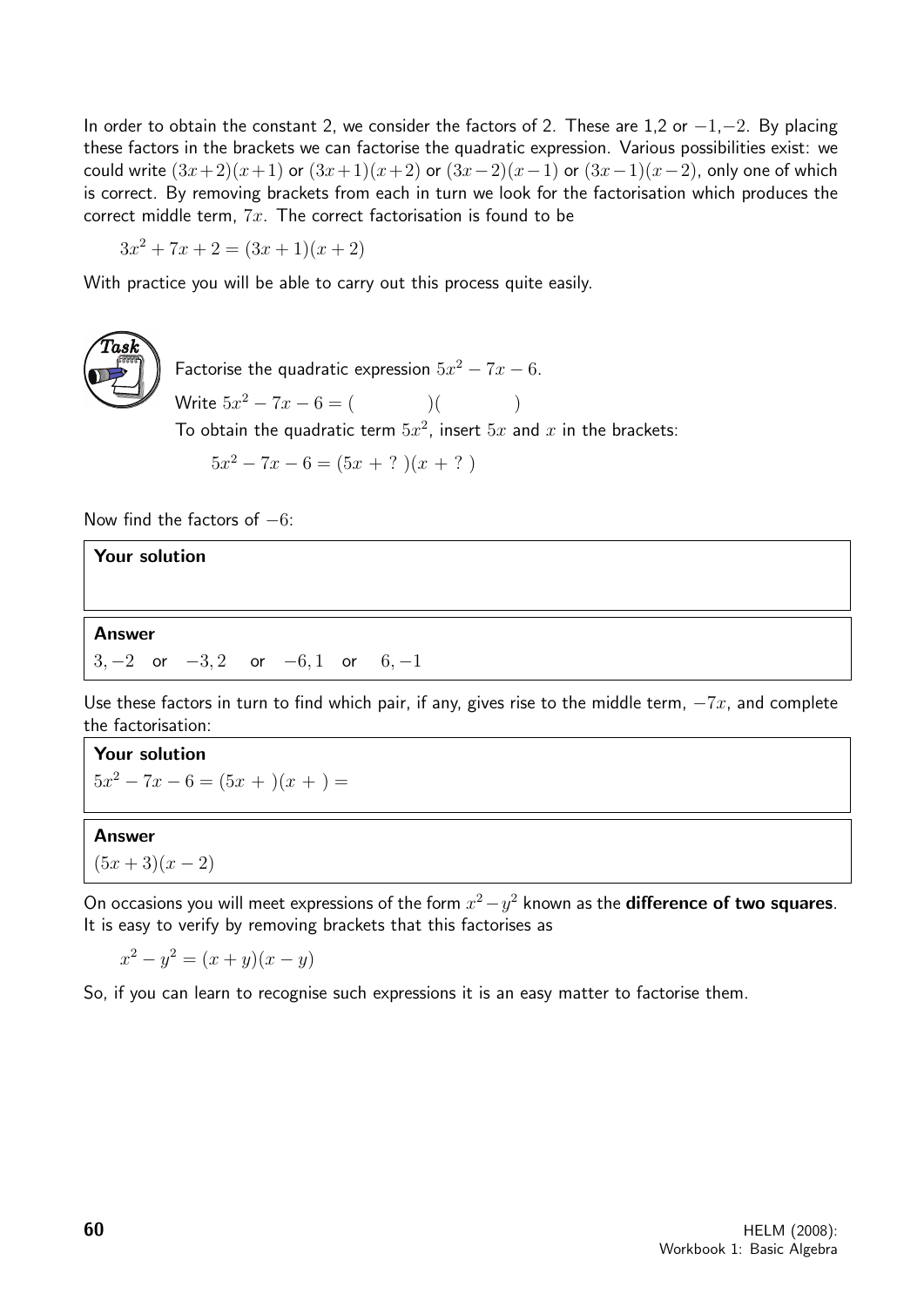In order to obtain the constant 2, we consider the factors of 2. These are 1,2 or $-1$,$-2$. By placing these factors in the brackets we can factorise the quadratic expression. Various possibilities exist: we could write $(3x+2)(x+1)$ or $(3x+1)(x+2)$ or $(3x-2)(x-1)$ or $(3x-1)(x-2)$, only one of which is correct. By removing brackets from each in turn we look for the factorisation which produces the correct middle term, $7x$. The correct factorisation is found to be

$$3x^2 + 7x + 2 = (3x + 1)(x + 2)$$

With practice you will be able to carry out this process quite easily.

**Task**

Factorise the quadratic expression $5x^2 - 7x - 6$.

Write $5x^2 - 7x - 6 = (\qquad)(\qquad)$

To obtain the quadratic term $5x^2$, insert $5x$ and $x$ in the brackets:

$$5x^2 - 7x - 6 = (5x + \ ?\ )(x + \ ?\ )$$

Now find the factors of $-6$:

**Your solution**

**Answer**

$3, -2$ or $-3, 2$ or $-6, 1$ or $6, -1$

Use these factors in turn to find which pair, if any, gives rise to the middle term, $-7x$, and complete the factorisation:

**Your solution**

$5x^2 - 7x - 6 = (5x + \ )(x + \ ) =$

**Answer**

$(5x + 3)(x - 2)$

On occasions you will meet expressions of the form $x^2 - y^2$ known as the **difference of two squares**. It is easy to verify by removing brackets that this factorises as

$$x^2 - y^2 = (x + y)(x - y)$$

So, if you can learn to recognise such expressions it is an easy matter to factorise them.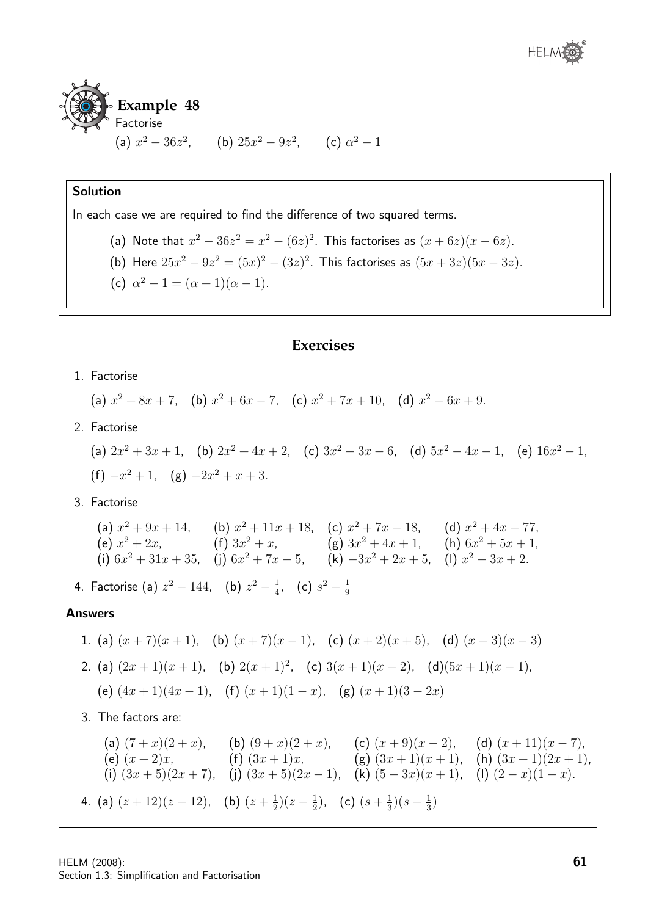**Example 48**

Factorise

(a) $x^2 - 36z^2$, (b) $25x^2 - 9z^2$, (c) $\alpha^2 - 1$

**Solution**

In each case we are required to find the difference of two squared terms.

(a) Note that $x^2 - 36z^2 = x^2 - (6z)^2$. This factorises as $(x + 6z)(x - 6z)$.

(b) Here $25x^2 - 9z^2 = (5x)^2 - (3z)^2$. This factorises as $(5x + 3z)(5x - 3z)$.

(c) $\alpha^2 - 1 = (\alpha + 1)(\alpha - 1)$.

## Exercises

1. Factorise

   (a) $x^2 + 8x + 7$, (b) $x^2 + 6x - 7$, (c) $x^2 + 7x + 10$, (d) $x^2 - 6x + 9$.

2. Factorise

   (a) $2x^2 + 3x + 1$, (b) $2x^2 + 4x + 2$, (c) $3x^2 - 3x - 6$, (d) $5x^2 - 4x - 1$, (e) $16x^2 - 1$,

   (f) $-x^2 + 1$, (g) $-2x^2 + x + 3$.

3. Factorise

   (a) $x^2 + 9x + 14$, (b) $x^2 + 11x + 18$, (c) $x^2 + 7x - 18$, (d) $x^2 + 4x - 77$,
   (e) $x^2 + 2x$, (f) $3x^2 + x$, (g) $3x^2 + 4x + 1$, (h) $6x^2 + 5x + 1$,
   (i) $6x^2 + 31x + 35$, (j) $6x^2 + 7x - 5$, (k) $-3x^2 + 2x + 5$, (l) $x^2 - 3x + 2$.

4. Factorise (a) $z^2 - 144$, (b) $z^2 - \frac{1}{4}$, (c) $s^2 - \frac{1}{9}$

**Answers**

1. (a) $(x + 7)(x + 1)$, (b) $(x + 7)(x - 1)$, (c) $(x + 2)(x + 5)$, (d) $(x - 3)(x - 3)$

2. (a) $(2x + 1)(x + 1)$, (b) $2(x + 1)^2$, (c) $3(x + 1)(x - 2)$, (d) $(5x + 1)(x - 1)$,

   (e) $(4x + 1)(4x - 1)$, (f) $(x + 1)(1 - x)$, (g) $(x + 1)(3 - 2x)$

3. The factors are:

   (a) $(7 + x)(2 + x)$, (b) $(9 + x)(2 + x)$, (c) $(x + 9)(x - 2)$, (d) $(x + 11)(x - 7)$,
   (e) $(x + 2)x$, (f) $(3x + 1)x$, (g) $(3x + 1)(x + 1)$, (h) $(3x + 1)(2x + 1)$,
   (i) $(3x + 5)(2x + 7)$, (j) $(3x + 5)(2x - 1)$, (k) $(5 - 3x)(x + 1)$, (l) $(2 - x)(1 - x)$.

4. (a) $(z + 12)(z - 12)$, (b) $(z + \frac{1}{2})(z - \frac{1}{2})$, (c) $(s + \frac{1}{3})(s - \frac{1}{3})$